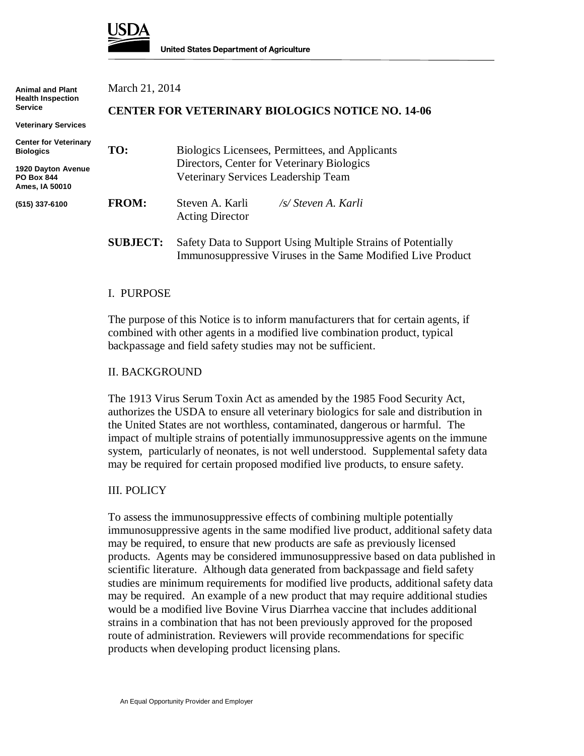**United States Department of Agriculture**

**Animal and Plant Health Inspection Service**

**Veterinary Services**

**Center for Veterinary Biologics**

**1920 Dayton Avenue**
**PO Box 844**
**Ames, IA 50010**

**(515) 337-6100**

March 21, 2014

**CENTER FOR VETERINARY BIOLOGICS NOTICE NO. 14-06**

**TO:** Biologics Licensees, Permittees, and Applicants
Directors, Center for Veterinary Biologics
Veterinary Services Leadership Team

**FROM:** Steven A. Karli *$/s/$ Steven A. Karli*
Acting Director

**SUBJECT:** Safety Data to Support Using Multiple Strains of Potentially Immunosuppressive Viruses in the Same Modified Live Product

## I. PURPOSE

The purpose of this Notice is to inform manufacturers that for certain agents, if combined with other agents in a modified live combination product, typical backpassage and field safety studies may not be sufficient.

## II. BACKGROUND

The 1913 Virus Serum Toxin Act as amended by the 1985 Food Security Act, authorizes the USDA to ensure all veterinary biologics for sale and distribution in the United States are not worthless, contaminated, dangerous or harmful. The impact of multiple strains of potentially immunosuppressive agents on the immune system, particularly of neonates, is not well understood. Supplemental safety data may be required for certain proposed modified live products, to ensure safety.

## III. POLICY

To assess the immunosuppressive effects of combining multiple potentially immunosuppressive agents in the same modified live product, additional safety data may be required, to ensure that new products are safe as previously licensed products. Agents may be considered immunosuppressive based on data published in scientific literature. Although data generated from backpassage and field safety studies are minimum requirements for modified live products, additional safety data may be required. An example of a new product that may require additional studies would be a modified live Bovine Virus Diarrhea vaccine that includes additional strains in a combination that has not been previously approved for the proposed route of administration. Reviewers will provide recommendations for specific products when developing product licensing plans.

An Equal Opportunity Provider and Employer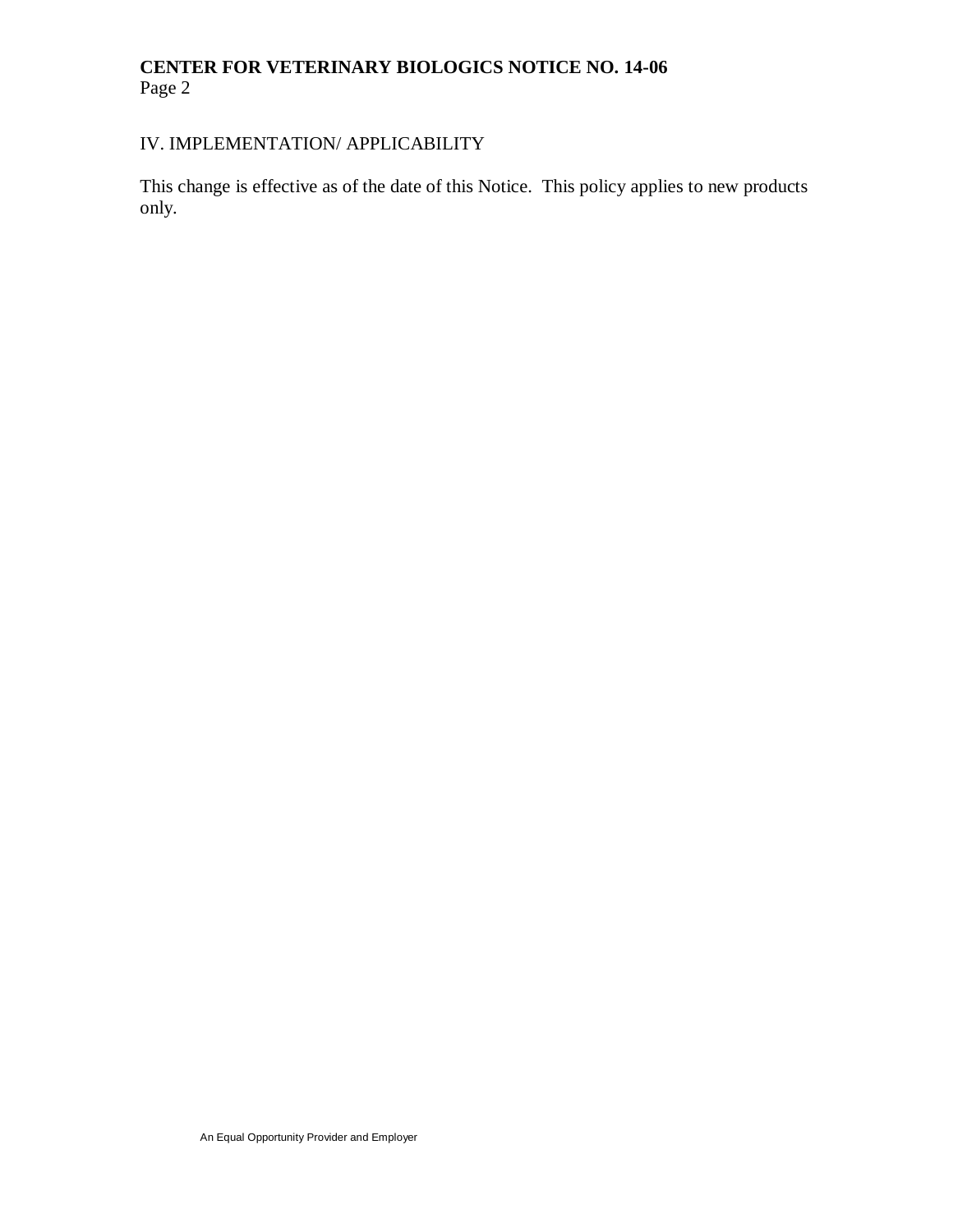## IV. IMPLEMENTATION/ APPLICABILITY

This change is effective as of the date of this Notice. This policy applies to new products only.